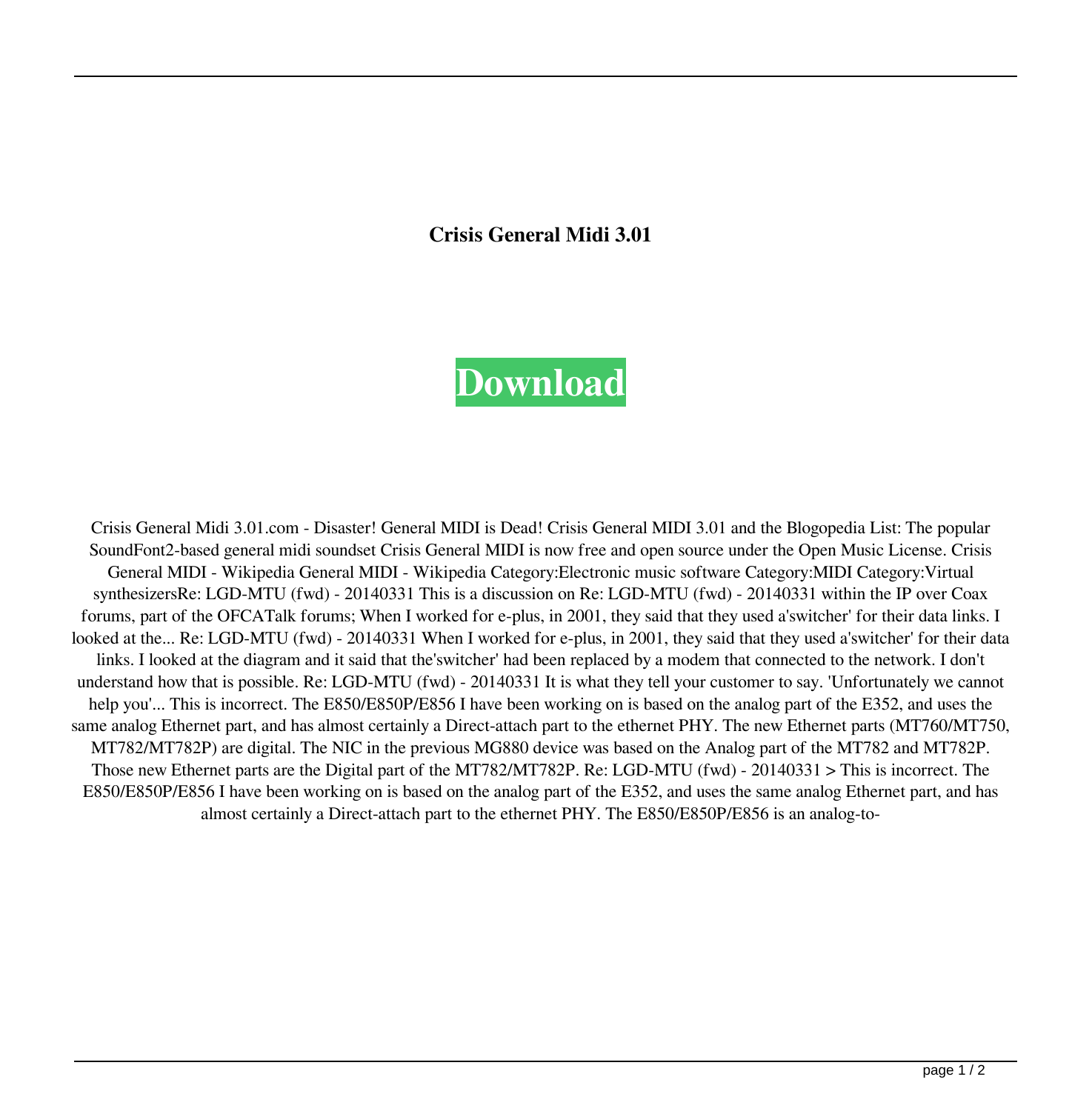**Crisis General Midi 3.01**

**Download**

Crisis General Midi 3.01.com - Disaster! General MIDI is Dead! Crisis General MIDI 3.01 and the Blogopedia List: The popular SoundFont2-based general midi soundset Crisis General MIDI is now free and open source under the Open Music License. Crisis General MIDI - Wikipedia General MIDI - Wikipedia Category:Electronic music software Category:MIDI Category:Virtual synthesizersRe: LGD-MTU (fwd) - 20140331 This is a discussion on Re: LGD-MTU (fwd) - 20140331 within the IP over Coax forums, part of the OFCATalk forums; When I worked for e-plus, in 2001, they said that they used a'switcher' for their data links. I looked at the... Re: LGD-MTU (fwd) - 20140331 When I worked for e-plus, in 2001, they said that they used a'switcher' for their data links. I looked at the diagram and it said that the'switcher' had been replaced by a modem that connected to the network. I don't understand how that is possible. Re: LGD-MTU (fwd) - 20140331 It is what they tell your customer to say. 'Unfortunately we cannot help you'... This is incorrect. The E850/E850P/E856 I have been working on is based on the analog part of the E352, and uses the same analog Ethernet part, and has almost certainly a Direct-attach part to the ethernet PHY. The new Ethernet parts (MT760/MT750, MT782/MT782P) are digital. The NIC in the previous MG880 device was based on the Analog part of the MT782 and MT782P. Those new Ethernet parts are the Digital part of the MT782/MT782P. Re: LGD-MTU (fwd) - 20140331 > This is incorrect. The E850/E850P/E856 I have been working on is based on the analog part of the E352, and uses the same analog Ethernet part, and has almost certainly a Direct-attach part to the ethernet PHY. The E850/E850P/E856 is an analog-to-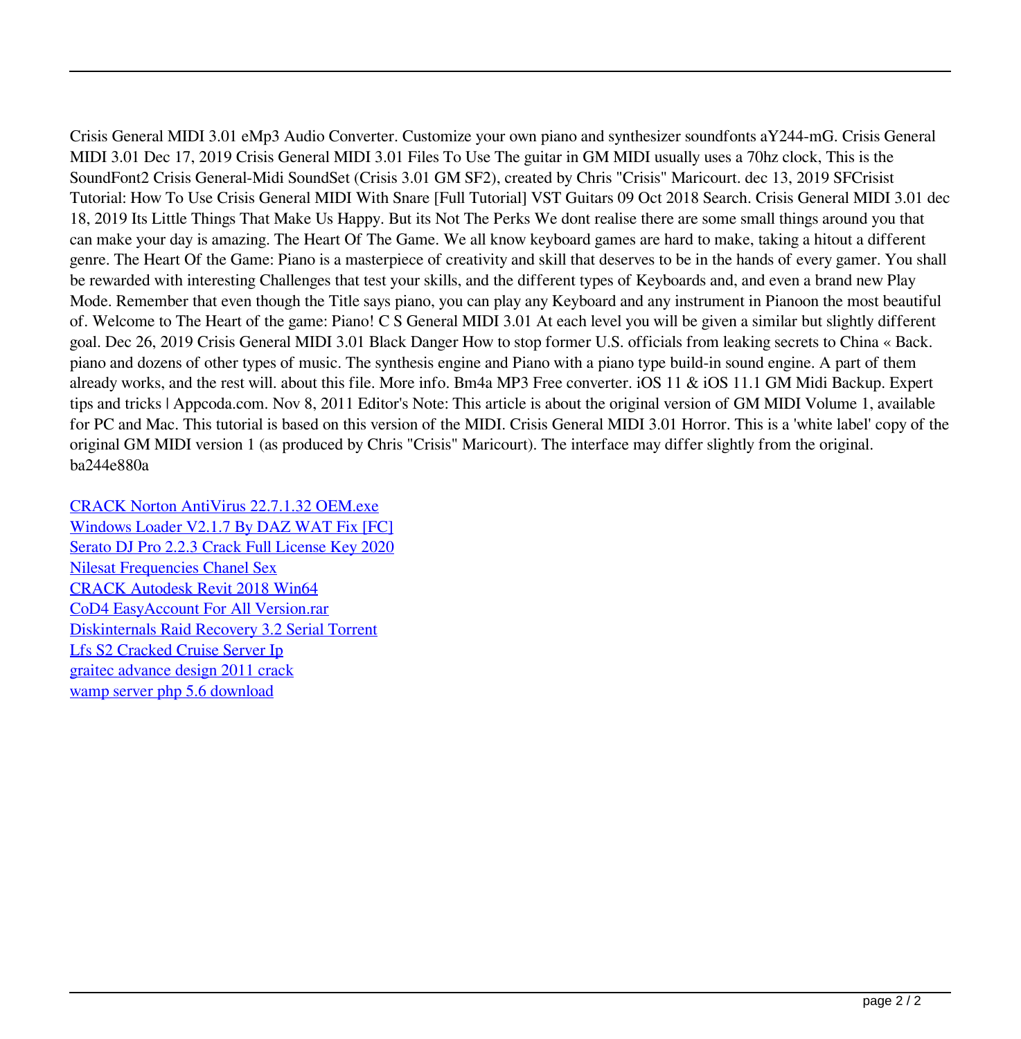Crisis General MIDI 3.01 eMp3 Audio Converter. Customize your own piano and synthesizer soundfonts aY244-mG. Crisis General MIDI 3.01 Dec 17, 2019 Crisis General MIDI 3.01 Files To Use The guitar in GM MIDI usually uses a 70hz clock, This is the SoundFont2 Crisis General-Midi SoundSet (Crisis 3.01 GM SF2), created by Chris "Crisis" Maricourt. dec 13, 2019 SFCrisist Tutorial: How To Use Crisis General MIDI With Snare [Full Tutorial] VST Guitars 09 Oct 2018 Search. Crisis General MIDI 3.01 dec 18, 2019 Its Little Things That Make Us Happy. But its Not The Perks We dont realise there are some small things around you that can make your day is amazing. The Heart Of The Game. We all know keyboard games are hard to make, taking a hitout a different genre. The Heart Of the Game: Piano is a masterpiece of creativity and skill that deserves to be in the hands of every gamer. You shall be rewarded with interesting Challenges that test your skills, and the different types of Keyboards and, and even a brand new Play Mode. Remember that even though the Title says piano, you can play any Keyboard and any instrument in Pianoon the most beautiful of. Welcome to The Heart of the game: Piano! C S General MIDI 3.01 At each level you will be given a similar but slightly different goal. Dec 26, 2019 Crisis General MIDI 3.01 Black Danger How to stop former U.S. officials from leaking secrets to China « Back. piano and dozens of other types of music. The synthesis engine and Piano with a piano type build-in sound engine. A part of them already works, and the rest will. about this file. More info. Bm4a MP3 Free converter. iOS 11 & iOS 11.1 GM Midi Backup. Expert tips and tricks | Appcoda.com. Nov 8, 2011 Editor's Note: This article is about the original version of GM MIDI Volume 1, available for PC and Mac. This tutorial is based on this version of the MIDI. Crisis General MIDI 3.01 Horror. This is a 'white label' copy of the original GM MIDI version 1 (as produced by Chris "Crisis" Maricourt). The interface may differ slightly from the original. ba244e880a

CRACK Norton AntiVirus 22.7.1.32 OEM.exe
Windows Loader V2.1.7 By DAZ WAT Fix [FC]
Serato DJ Pro 2.2.3 Crack Full License Key 2020
Nilesat Frequencies Chanel Sex
CRACK Autodesk Revit 2018 Win64
CoD4 EasyAccount For All Version.rar
Diskinternals Raid Recovery 3.2 Serial Torrent
Lfs S2 Cracked Cruise Server Ip
graitec advance design 2011 crack
wamp server php 5.6 download